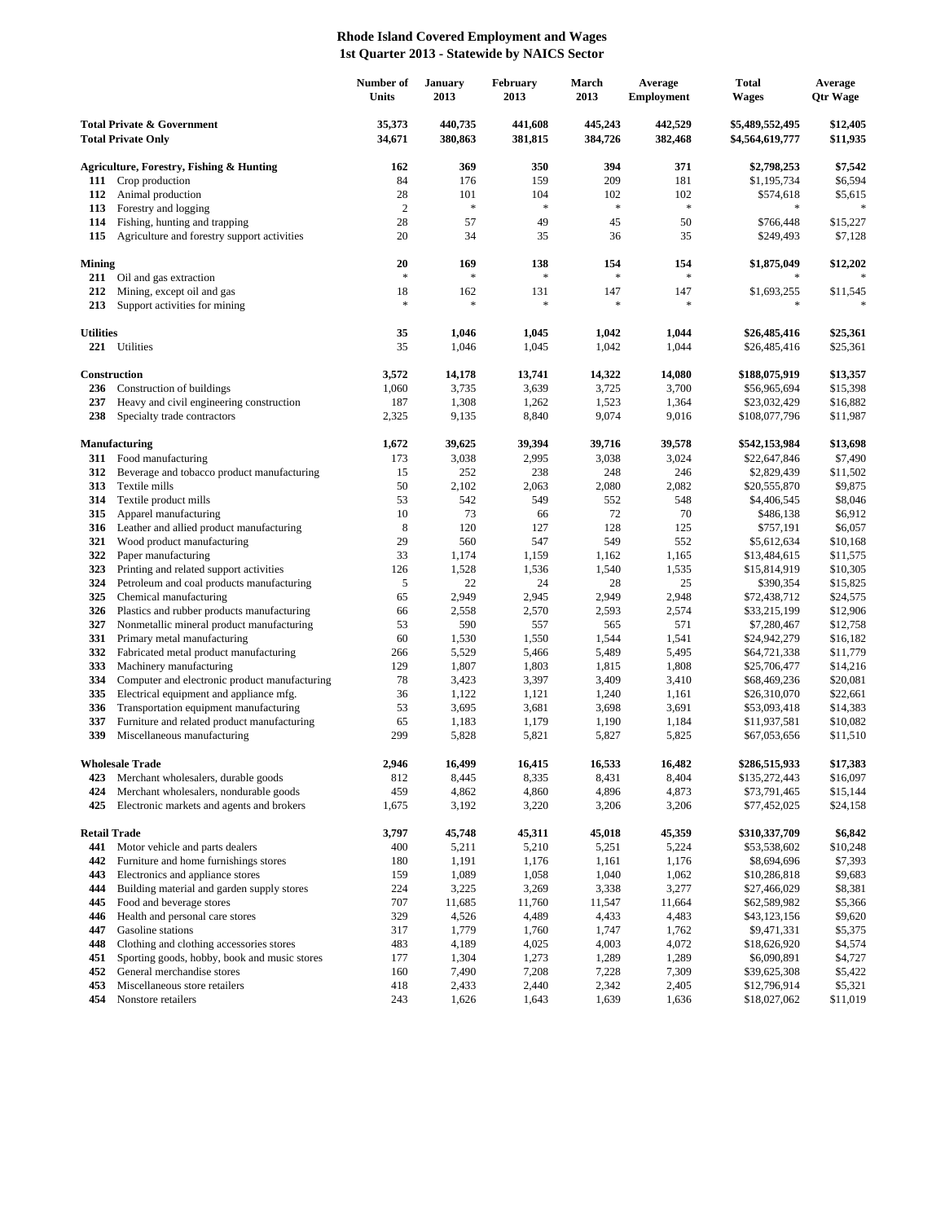# Rhode Island Covered Employment and Wages
## 1st Quarter 2013 - Statewide by NAICS Sector

| | | Number of Units | January 2013 | February 2013 | March 2013 | Average Employment | Total Wages | Average Qtr Wage |
|---|---|---|---|---|---|---|---|---|
| **Total Private & Government** | | **35,373** | **440,735** | **441,608** | **445,243** | **442,529** | **$5,489,552,495** | **$12,405** |
| **Total Private Only** | | **34,671** | **380,863** | **381,815** | **384,726** | **382,468** | **$4,564,619,777** | **$11,935** |
| **Agriculture, Forestry, Fishing & Hunting** | | **162** | **369** | **350** | **394** | **371** | **$2,798,253** | **$7,542** |
| **111** | Crop production | 84 | 176 | 159 | 209 | 181 | $1,195,734 | $6,594 |
| **112** | Animal production | 28 | 101 | 104 | 102 | 102 | $574,618 | $5,615 |
| **113** | Forestry and logging | 2 | * | * | * | * | * | * |
| **114** | Fishing, hunting and trapping | 28 | 57 | 49 | 45 | 50 | $766,448 | $15,227 |
| **115** | Agriculture and forestry support activities | 20 | 34 | 35 | 36 | 35 | $249,493 | $7,128 |
| **Mining** | | **20** | **169** | **138** | **154** | **154** | **$1,875,049** | **$12,202** |
| **211** | Oil and gas extraction | * | * | * | * | * | * | * |
| **212** | Mining, except oil and gas | 18 | 162 | 131 | 147 | 147 | $1,693,255 | $11,545 |
| **213** | Support activities for mining | * | * | * | * | * | * | * |
| **Utilities** | | **35** | **1,046** | **1,045** | **1,042** | **1,044** | **$26,485,416** | **$25,361** |
| **221** | Utilities | 35 | 1,046 | 1,045 | 1,042 | 1,044 | $26,485,416 | $25,361 |
| **Construction** | | **3,572** | **14,178** | **13,741** | **14,322** | **14,080** | **$188,075,919** | **$13,357** |
| **236** | Construction of buildings | 1,060 | 3,735 | 3,639 | 3,725 | 3,700 | $56,965,694 | $15,398 |
| **237** | Heavy and civil engineering construction | 187 | 1,308 | 1,262 | 1,523 | 1,364 | $23,032,429 | $16,882 |
| **238** | Specialty trade contractors | 2,325 | 9,135 | 8,840 | 9,074 | 9,016 | $108,077,796 | $11,987 |
| **Manufacturing** | | **1,672** | **39,625** | **39,394** | **39,716** | **39,578** | **$542,153,984** | **$13,698** |
| **311** | Food manufacturing | 173 | 3,038 | 2,995 | 3,038 | 3,024 | $22,647,846 | $7,490 |
| **312** | Beverage and tobacco product manufacturing | 15 | 252 | 238 | 248 | 246 | $2,829,439 | $11,502 |
| **313** | Textile mills | 50 | 2,102 | 2,063 | 2,080 | 2,082 | $20,555,870 | $9,875 |
| **314** | Textile product mills | 53 | 542 | 549 | 552 | 548 | $4,406,545 | $8,046 |
| **315** | Apparel manufacturing | 10 | 73 | 66 | 72 | 70 | $486,138 | $6,912 |
| **316** | Leather and allied product manufacturing | 8 | 120 | 127 | 128 | 125 | $757,191 | $6,057 |
| **321** | Wood product manufacturing | 29 | 560 | 547 | 549 | 552 | $5,612,634 | $10,168 |
| **322** | Paper manufacturing | 33 | 1,174 | 1,159 | 1,162 | 1,165 | $13,484,615 | $11,575 |
| **323** | Printing and related support activities | 126 | 1,528 | 1,536 | 1,540 | 1,535 | $15,814,919 | $10,305 |
| **324** | Petroleum and coal products manufacturing | 5 | 22 | 24 | 28 | 25 | $390,354 | $15,825 |
| **325** | Chemical manufacturing | 65 | 2,949 | 2,945 | 2,949 | 2,948 | $72,438,712 | $24,575 |
| **326** | Plastics and rubber products manufacturing | 66 | 2,558 | 2,570 | 2,593 | 2,574 | $33,215,199 | $12,906 |
| **327** | Nonmetallic mineral product manufacturing | 53 | 590 | 557 | 565 | 571 | $7,280,467 | $12,758 |
| **331** | Primary metal manufacturing | 60 | 1,530 | 1,550 | 1,544 | 1,541 | $24,942,279 | $16,182 |
| **332** | Fabricated metal product manufacturing | 266 | 5,529 | 5,466 | 5,489 | 5,495 | $64,721,338 | $11,779 |
| **333** | Machinery manufacturing | 129 | 1,807 | 1,803 | 1,815 | 1,808 | $25,706,477 | $14,216 |
| **334** | Computer and electronic product manufacturing | 78 | 3,423 | 3,397 | 3,409 | 3,410 | $68,469,236 | $20,081 |
| **335** | Electrical equipment and appliance mfg. | 36 | 1,122 | 1,121 | 1,240 | 1,161 | $26,310,070 | $22,661 |
| **336** | Transportation equipment manufacturing | 53 | 3,695 | 3,681 | 3,698 | 3,691 | $53,093,418 | $14,383 |
| **337** | Furniture and related product manufacturing | 65 | 1,183 | 1,179 | 1,190 | 1,184 | $11,937,581 | $10,082 |
| **339** | Miscellaneous manufacturing | 299 | 5,828 | 5,821 | 5,827 | 5,825 | $67,053,656 | $11,510 |
| **Wholesale Trade** | | **2,946** | **16,499** | **16,415** | **16,533** | **16,482** | **$286,515,933** | **$17,383** |
| **423** | Merchant wholesalers, durable goods | 812 | 8,445 | 8,335 | 8,431 | 8,404 | $135,272,443 | $16,097 |
| **424** | Merchant wholesalers, nondurable goods | 459 | 4,862 | 4,860 | 4,896 | 4,873 | $73,791,465 | $15,144 |
| **425** | Electronic markets and agents and brokers | 1,675 | 3,192 | 3,220 | 3,206 | 3,206 | $77,452,025 | $24,158 |
| **Retail Trade** | | **3,797** | **45,748** | **45,311** | **45,018** | **45,359** | **$310,337,709** | **$6,842** |
| **441** | Motor vehicle and parts dealers | 400 | 5,211 | 5,210 | 5,251 | 5,224 | $53,538,602 | $10,248 |
| **442** | Furniture and home furnishings stores | 180 | 1,191 | 1,176 | 1,161 | 1,176 | $8,694,696 | $7,393 |
| **443** | Electronics and appliance stores | 159 | 1,089 | 1,058 | 1,040 | 1,062 | $10,286,818 | $9,683 |
| **444** | Building material and garden supply stores | 224 | 3,225 | 3,269 | 3,338 | 3,277 | $27,466,029 | $8,381 |
| **445** | Food and beverage stores | 707 | 11,685 | 11,760 | 11,547 | 11,664 | $62,589,982 | $5,366 |
| **446** | Health and personal care stores | 329 | 4,526 | 4,489 | 4,433 | 4,483 | $43,123,156 | $9,620 |
| **447** | Gasoline stations | 317 | 1,779 | 1,760 | 1,747 | 1,762 | $9,471,331 | $5,375 |
| **448** | Clothing and clothing accessories stores | 483 | 4,189 | 4,025 | 4,003 | 4,072 | $18,626,920 | $4,574 |
| **451** | Sporting goods, hobby, book and music stores | 177 | 1,304 | 1,273 | 1,289 | 1,289 | $6,090,891 | $4,727 |
| **452** | General merchandise stores | 160 | 7,490 | 7,208 | 7,228 | 7,309 | $39,625,308 | $5,422 |
| **453** | Miscellaneous store retailers | 418 | 2,433 | 2,440 | 2,342 | 2,405 | $12,796,914 | $5,321 |
| **454** | Nonstore retailers | 243 | 1,626 | 1,643 | 1,639 | 1,636 | $18,027,062 | $11,019 |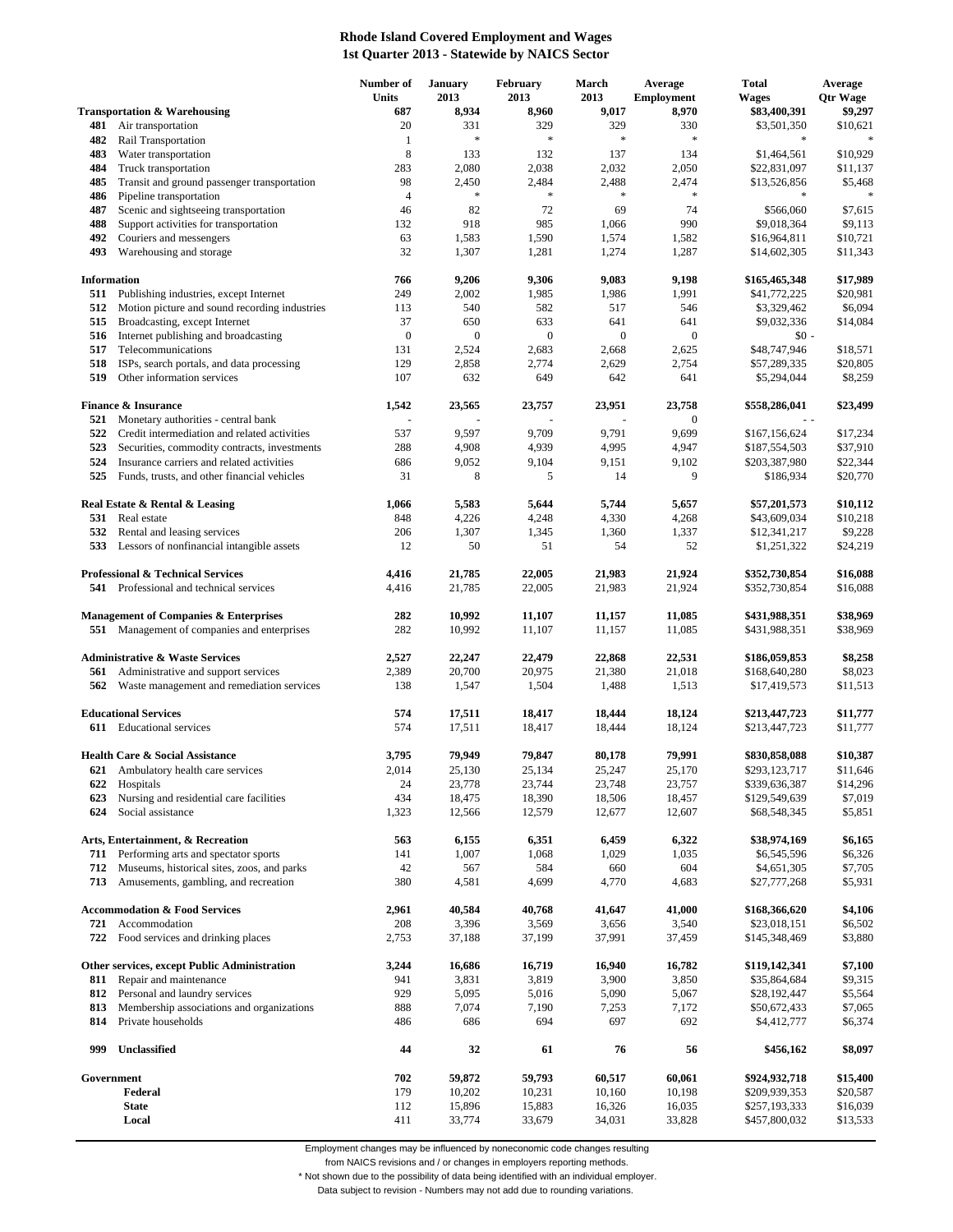# Rhode Island Covered Employment and Wages
## 1st Quarter 2013 - Statewide by NAICS Sector

| | | Number of Units | January 2013 | February 2013 | March 2013 | Average Employment | Total Wages | Average Qtr Wage |
|---|---|---|---|---|---|---|---|---|
| **Transportation & Warehousing** | | **687** | **8,934** | **8,960** | **9,017** | **8,970** | **$83,400,391** | **$9,297** |
| **481** | Air transportation | 20 | 331 | 329 | 329 | 330 | $3,501,350 | $10,621 |
| **482** | Rail Transportation | 1 | * | * | * | * | * | * |
| **483** | Water transportation | 8 | 133 | 132 | 137 | 134 | $1,464,561 | $10,929 |
| **484** | Truck transportation | 283 | 2,080 | 2,038 | 2,032 | 2,050 | $22,831,097 | $11,137 |
| **485** | Transit and ground passenger transportation | 98 | 2,450 | 2,484 | 2,488 | 2,474 | $13,526,856 | $5,468 |
| **486** | Pipeline transportation | 4 | * | * | * | * | * | * |
| **487** | Scenic and sightseeing transportation | 46 | 82 | 72 | 69 | 74 | $566,060 | $7,615 |
| **488** | Support activities for transportation | 132 | 918 | 985 | 1,066 | 990 | $9,018,364 | $9,113 |
| **492** | Couriers and messengers | 63 | 1,583 | 1,590 | 1,574 | 1,582 | $16,964,811 | $10,721 |
| **493** | Warehousing and storage | 32 | 1,307 | 1,281 | 1,274 | 1,287 | $14,602,305 | $11,343 |
| **Information** | | **766** | **9,206** | **9,306** | **9,083** | **9,198** | **$165,465,348** | **$17,989** |
| **511** | Publishing industries, except Internet | 249 | 2,002 | 1,985 | 1,986 | 1,991 | $41,772,225 | $20,981 |
| **512** | Motion picture and sound recording industries | 113 | 540 | 582 | 517 | 546 | $3,329,462 | $6,094 |
| **515** | Broadcasting, except Internet | 37 | 650 | 633 | 641 | 641 | $9,032,336 | $14,084 |
| **516** | Internet publishing and broadcasting | 0 | 0 | 0 | 0 | 0 | $0 | - |
| **517** | Telecommunications | 131 | 2,524 | 2,683 | 2,668 | 2,625 | $48,747,946 | $18,571 |
| **518** | ISPs, search portals, and data processing | 129 | 2,858 | 2,774 | 2,629 | 2,754 | $57,289,335 | $20,805 |
| **519** | Other information services | 107 | 632 | 649 | 642 | 641 | $5,294,044 | $8,259 |
| **Finance & Insurance** | | **1,542** | **23,565** | **23,757** | **23,951** | **23,758** | **$558,286,041** | **$23,499** |
| **521** | Monetary authorities - central bank | - | - | - | - | 0 | - | - |
| **522** | Credit intermediation and related activities | 537 | 9,597 | 9,709 | 9,791 | 9,699 | $167,156,624 | $17,234 |
| **523** | Securities, commodity contracts, investments | 288 | 4,908 | 4,939 | 4,995 | 4,947 | $187,554,503 | $37,910 |
| **524** | Insurance carriers and related activities | 686 | 9,052 | 9,104 | 9,151 | 9,102 | $203,387,980 | $22,344 |
| **525** | Funds, trusts, and other financial vehicles | 31 | 8 | 5 | 14 | 9 | $186,934 | $20,770 |
| **Real Estate & Rental & Leasing** | | **1,066** | **5,583** | **5,644** | **5,744** | **5,657** | **$57,201,573** | **$10,112** |
| **531** | Real estate | 848 | 4,226 | 4,248 | 4,330 | 4,268 | $43,609,034 | $10,218 |
| **532** | Rental and leasing services | 206 | 1,307 | 1,345 | 1,360 | 1,337 | $12,341,217 | $9,228 |
| **533** | Lessors of nonfinancial intangible assets | 12 | 50 | 51 | 54 | 52 | $1,251,322 | $24,219 |
| **Professional & Technical Services** | | **4,416** | **21,785** | **22,005** | **21,983** | **21,924** | **$352,730,854** | **$16,088** |
| **541** | Professional and technical services | 4,416 | 21,785 | 22,005 | 21,983 | 21,924 | $352,730,854 | $16,088 |
| **Management of Companies & Enterprises** | | **282** | **10,992** | **11,107** | **11,157** | **11,085** | **$431,988,351** | **$38,969** |
| **551** | Management of companies and enterprises | 282 | 10,992 | 11,107 | 11,157 | 11,085 | $431,988,351 | $38,969 |
| **Administrative & Waste Services** | | **2,527** | **22,247** | **22,479** | **22,868** | **22,531** | **$186,059,853** | **$8,258** |
| **561** | Administrative and support services | 2,389 | 20,700 | 20,975 | 21,380 | 21,018 | $168,640,280 | $8,023 |
| **562** | Waste management and remediation services | 138 | 1,547 | 1,504 | 1,488 | 1,513 | $17,419,573 | $11,513 |
| **Educational Services** | | **574** | **17,511** | **18,417** | **18,444** | **18,124** | **$213,447,723** | **$11,777** |
| **611** | Educational services | 574 | 17,511 | 18,417 | 18,444 | 18,124 | $213,447,723 | $11,777 |
| **Health Care & Social Assistance** | | **3,795** | **79,949** | **79,847** | **80,178** | **79,991** | **$830,858,088** | **$10,387** |
| **621** | Ambulatory health care services | 2,014 | 25,130 | 25,134 | 25,247 | 25,170 | $293,123,717 | $11,646 |
| **622** | Hospitals | 24 | 23,778 | 23,744 | 23,748 | 23,757 | $339,636,387 | $14,296 |
| **623** | Nursing and residential care facilities | 434 | 18,475 | 18,390 | 18,506 | 18,457 | $129,549,639 | $7,019 |
| **624** | Social assistance | 1,323 | 12,566 | 12,579 | 12,677 | 12,607 | $68,548,345 | $5,851 |
| **Arts, Entertainment, & Recreation** | | **563** | **6,155** | **6,351** | **6,459** | **6,322** | **$38,974,169** | **$6,165** |
| **711** | Performing arts and spectator sports | 141 | 1,007 | 1,068 | 1,029 | 1,035 | $6,545,596 | $6,326 |
| **712** | Museums, historical sites, zoos, and parks | 42 | 567 | 584 | 660 | 604 | $4,651,305 | $7,705 |
| **713** | Amusements, gambling, and recreation | 380 | 4,581 | 4,699 | 4,770 | 4,683 | $27,777,268 | $5,931 |
| **Accommodation & Food Services** | | **2,961** | **40,584** | **40,768** | **41,647** | **41,000** | **$168,366,620** | **$4,106** |
| **721** | Accommodation | 208 | 3,396 | 3,569 | 3,656 | 3,540 | $23,018,151 | $6,502 |
| **722** | Food services and drinking places | 2,753 | 37,188 | 37,199 | 37,991 | 37,459 | $145,348,469 | $3,880 |
| **Other services, except Public Administration** | | **3,244** | **16,686** | **16,719** | **16,940** | **16,782** | **$119,142,341** | **$7,100** |
| **811** | Repair and maintenance | 941 | 3,831 | 3,819 | 3,900 | 3,850 | $35,864,684 | $9,315 |
| **812** | Personal and laundry services | 929 | 5,095 | 5,016 | 5,090 | 5,067 | $28,192,447 | $5,564 |
| **813** | Membership associations and organizations | 888 | 7,074 | 7,190 | 7,253 | 7,172 | $50,672,433 | $7,065 |
| **814** | Private households | 486 | 686 | 694 | 697 | 692 | $4,412,777 | $6,374 |
| **999** | **Unclassified** | **44** | **32** | **61** | **76** | **56** | **$456,162** | **$8,097** |
| **Government** | | **702** | **59,872** | **59,793** | **60,517** | **60,061** | **$924,932,718** | **$15,400** |
| | **Federal** | 179 | 10,202 | 10,231 | 10,160 | 10,198 | $209,939,353 | $20,587 |
| | **State** | 112 | 15,896 | 15,883 | 16,326 | 16,035 | $257,193,333 | $16,039 |
| | **Local** | 411 | 33,774 | 33,679 | 34,031 | 33,828 | $457,800,032 | $13,533 |

Employment changes may be influenced by noneconomic code changes resulting from NAICS revisions and / or changes in employers reporting methods.

* Not shown due to the possibility of data being identified with an individual employer.

Data subject to revision - Numbers may not add due to rounding variations.